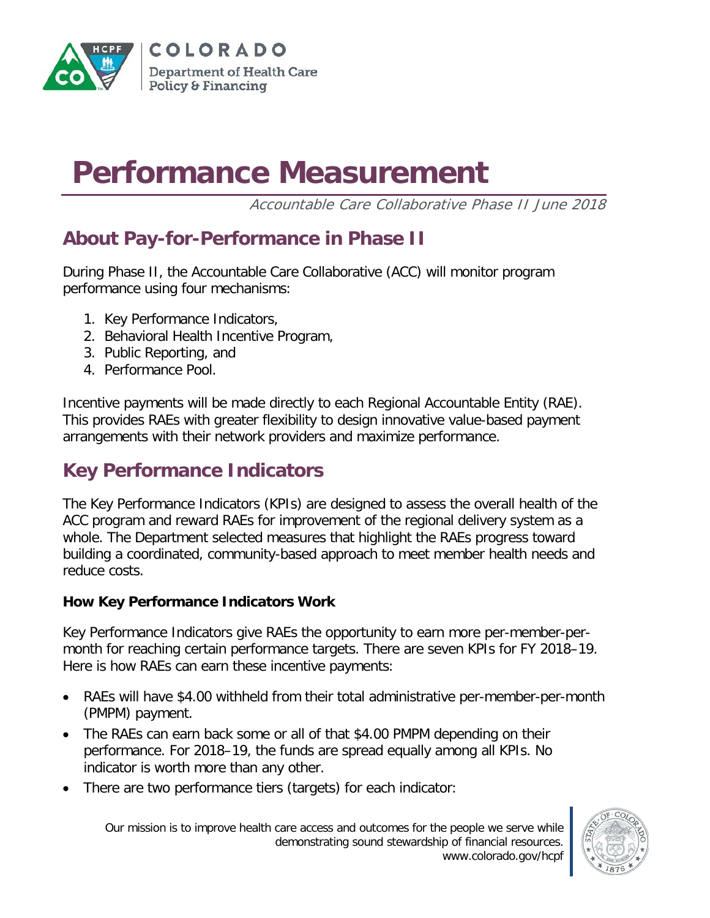COLORADO
Department of Health Care Policy & Financing

# Performance Measurement

*Accountable Care Collaborative Phase II June 2018*

## About Pay-for-Performance in Phase II

During Phase II, the Accountable Care Collaborative (ACC) will monitor program performance using four mechanisms:

1. Key Performance Indicators,
2. Behavioral Health Incentive Program,
3. Public Reporting, and
4. Performance Pool.

Incentive payments will be made directly to each Regional Accountable Entity (RAE). This provides RAEs with greater flexibility to design innovative value-based payment arrangements with their network providers and maximize performance.

## Key Performance Indicators

The Key Performance Indicators (KPIs) are designed to assess the overall health of the ACC program and reward RAEs for improvement of the regional delivery system as a whole. The Department selected measures that highlight the RAEs progress toward building a coordinated, community-based approach to meet member health needs and reduce costs.

### How Key Performance Indicators Work

Key Performance Indicators give RAEs the opportunity to earn more per-member-per-month for reaching certain performance targets. There are seven KPIs for FY 2018–19. Here is how RAEs can earn these incentive payments:

- RAEs will have $4.00 withheld from their total administrative per-member-per-month (PMPM) payment.
- The RAEs can earn back some or all of that $4.00 PMPM depending on their performance. For 2018–19, the funds are spread equally among all KPIs. No indicator is worth more than any other.
- There are two performance tiers (targets) for each indicator:

Our mission is to improve health care access and outcomes for the people we serve while demonstrating sound stewardship of financial resources.
www.colorado.gov/hcpf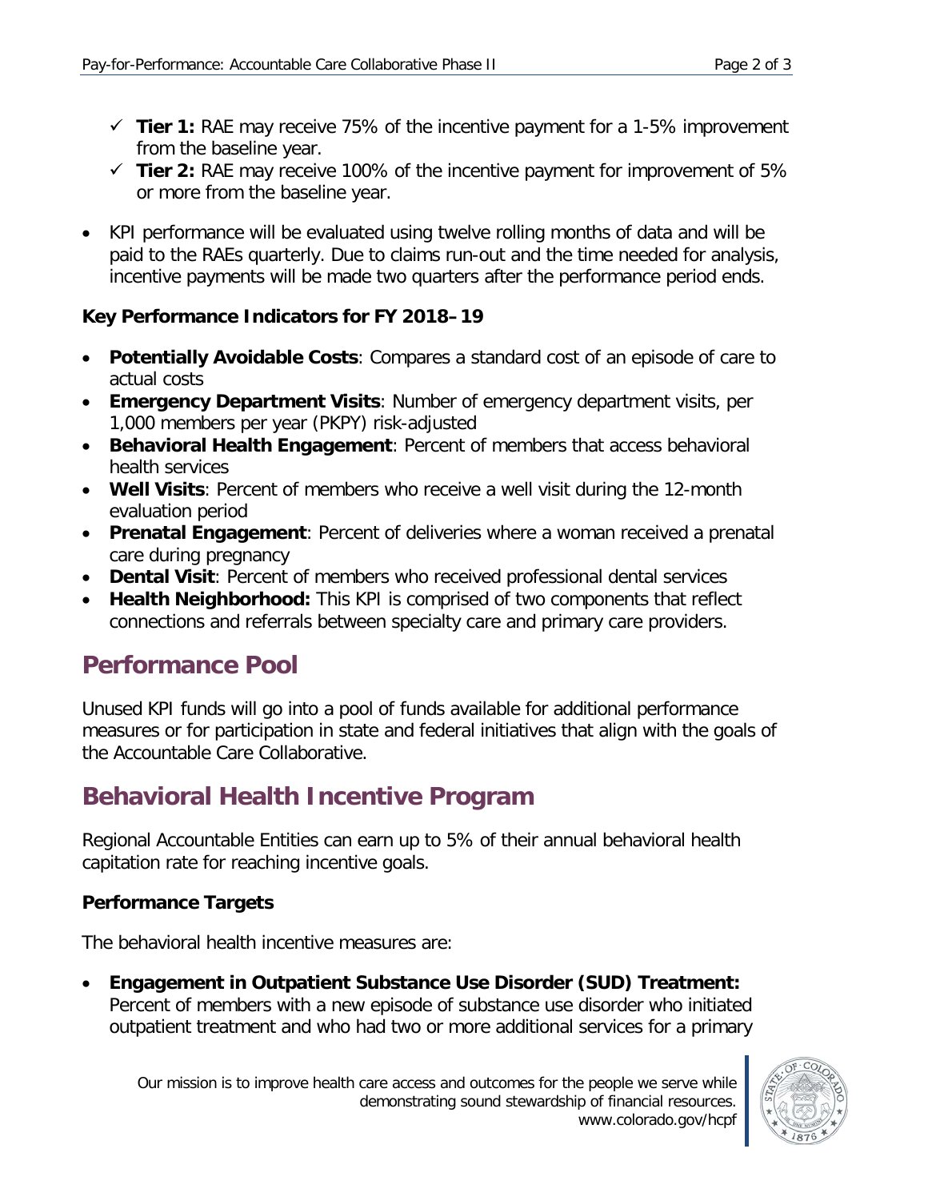- ✓ **Tier 1:** RAE may receive 75% of the incentive payment for a 1-5% improvement from the baseline year.
- ✓ **Tier 2:** RAE may receive 100% of the incentive payment for improvement of 5% or more from the baseline year.

- KPI performance will be evaluated using twelve rolling months of data and will be paid to the RAEs quarterly. Due to claims run-out and the time needed for analysis, incentive payments will be made two quarters after the performance period ends.

**Key Performance Indicators for FY 2018–19**

- **Potentially Avoidable Costs**: Compares a standard cost of an episode of care to actual costs
- **Emergency Department Visits**: Number of emergency department visits, per 1,000 members per year (PKPY) risk-adjusted
- **Behavioral Health Engagement**: Percent of members that access behavioral health services
- **Well Visits**: Percent of members who receive a well visit during the 12-month evaluation period
- **Prenatal Engagement**: Percent of deliveries where a woman received a prenatal care during pregnancy
- **Dental Visit**: Percent of members who received professional dental services
- **Health Neighborhood:** This KPI is comprised of two components that reflect connections and referrals between specialty care and primary care providers.

## Performance Pool

Unused KPI funds will go into a pool of funds available for additional performance measures or for participation in state and federal initiatives that align with the goals of the Accountable Care Collaborative.

## Behavioral Health Incentive Program

Regional Accountable Entities can earn up to 5% of their annual behavioral health capitation rate for reaching incentive goals.

**Performance Targets**

The behavioral health incentive measures are:

- **Engagement in Outpatient Substance Use Disorder (SUD) Treatment:** Percent of members with a new episode of substance use disorder who initiated outpatient treatment and who had two or more additional services for a primary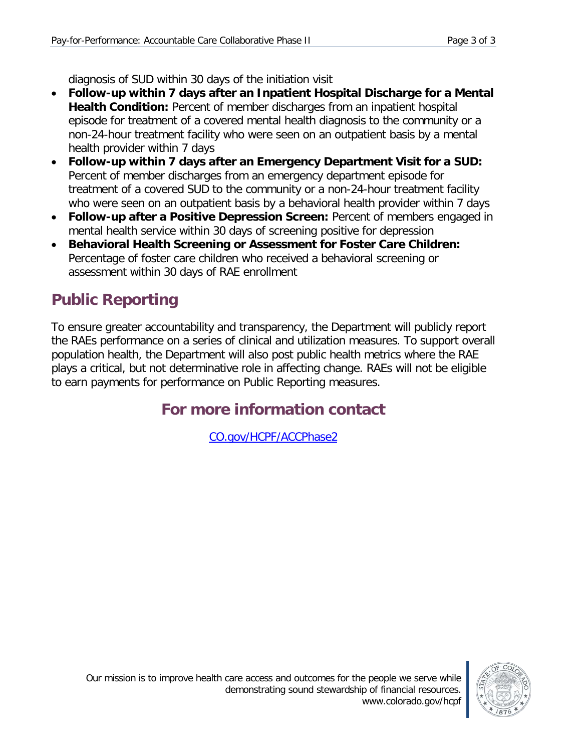diagnosis of SUD within 30 days of the initiation visit

- **Follow-up within 7 days after an Inpatient Hospital Discharge for a Mental Health Condition:** Percent of member discharges from an inpatient hospital episode for treatment of a covered mental health diagnosis to the community or a non-24-hour treatment facility who were seen on an outpatient basis by a mental health provider within 7 days
- **Follow-up within 7 days after an Emergency Department Visit for a SUD:** Percent of member discharges from an emergency department episode for treatment of a covered SUD to the community or a non-24-hour treatment facility who were seen on an outpatient basis by a behavioral health provider within 7 days
- **Follow-up after a Positive Depression Screen:** Percent of members engaged in mental health service within 30 days of screening positive for depression
- **Behavioral Health Screening or Assessment for Foster Care Children:** Percentage of foster care children who received a behavioral screening or assessment within 30 days of RAE enrollment

## Public Reporting

To ensure greater accountability and transparency, the Department will publicly report the RAEs performance on a series of clinical and utilization measures. To support overall population health, the Department will also post public health metrics where the RAE plays a critical, but not determinative role in affecting change. RAEs will not be eligible to earn payments for performance on Public Reporting measures.

## For more information contact

CO.gov/HCPF/ACCPhase2

Our mission is to improve health care access and outcomes for the people we serve while demonstrating sound stewardship of financial resources.
www.colorado.gov/hcpf